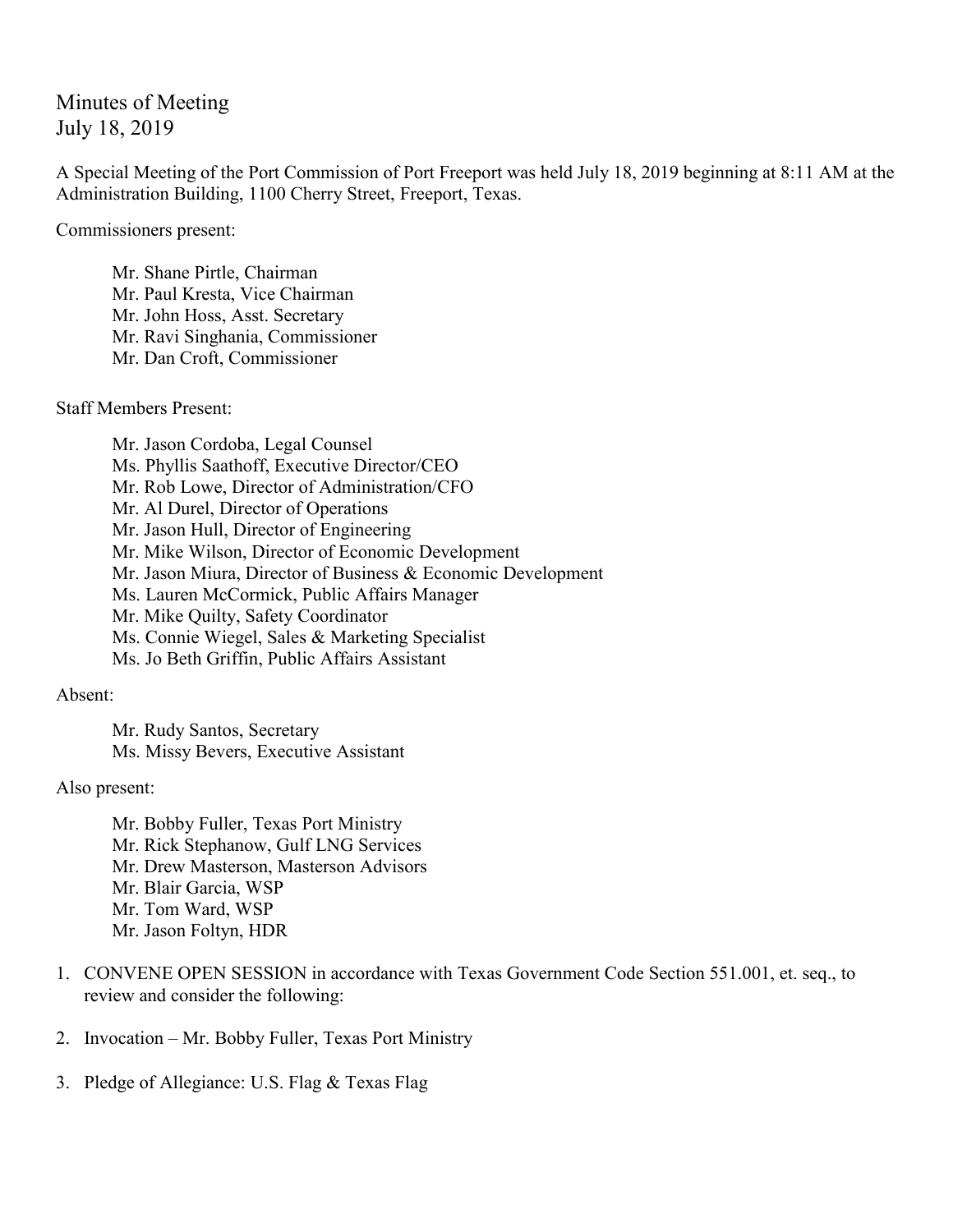# Minutes of Meeting
July 18, 2019

A Special Meeting of the Port Commission of Port Freeport was held July 18, 2019 beginning at 8:11 AM at the Administration Building, 1100 Cherry Street, Freeport, Texas.

Commissioners present:

Mr. Shane Pirtle, Chairman
Mr. Paul Kresta, Vice Chairman
Mr. John Hoss, Asst. Secretary
Mr. Ravi Singhania, Commissioner
Mr. Dan Croft, Commissioner

Staff Members Present:

Mr. Jason Cordoba, Legal Counsel
Ms. Phyllis Saathoff, Executive Director/CEO
Mr. Rob Lowe, Director of Administration/CFO
Mr. Al Durel, Director of Operations
Mr. Jason Hull, Director of Engineering
Mr. Mike Wilson, Director of Economic Development
Mr. Jason Miura, Director of Business & Economic Development
Ms. Lauren McCormick, Public Affairs Manager
Mr. Mike Quilty, Safety Coordinator
Ms. Connie Wiegel, Sales & Marketing Specialist
Ms. Jo Beth Griffin, Public Affairs Assistant

Absent:

Mr. Rudy Santos, Secretary
Ms. Missy Bevers, Executive Assistant

Also present:

Mr. Bobby Fuller, Texas Port Ministry
Mr. Rick Stephanow, Gulf LNG Services
Mr. Drew Masterson, Masterson Advisors
Mr. Blair Garcia, WSP
Mr. Tom Ward, WSP
Mr. Jason Foltyn, HDR

1. CONVENE OPEN SESSION in accordance with Texas Government Code Section 551.001, et. seq., to review and consider the following:

2. Invocation – Mr. Bobby Fuller, Texas Port Ministry

3. Pledge of Allegiance: U.S. Flag & Texas Flag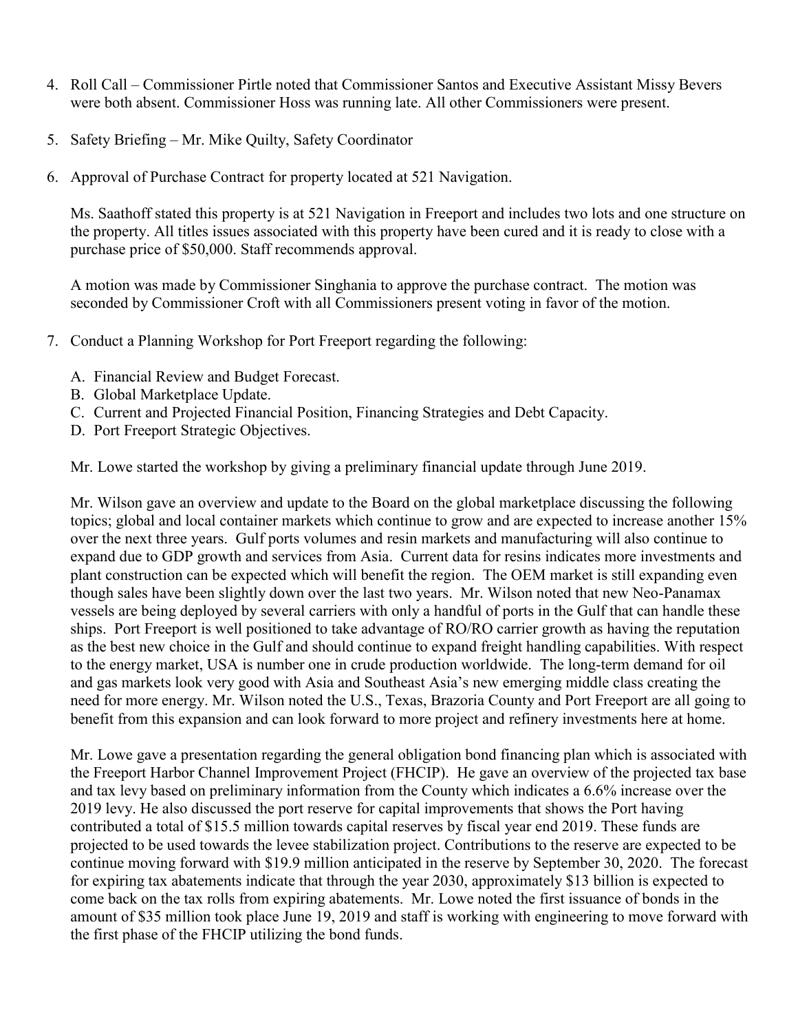4. Roll Call – Commissioner Pirtle noted that Commissioner Santos and Executive Assistant Missy Bevers were both absent. Commissioner Hoss was running late. All other Commissioners were present.

5. Safety Briefing – Mr. Mike Quilty, Safety Coordinator

6. Approval of Purchase Contract for property located at 521 Navigation.

   Ms. Saathoff stated this property is at 521 Navigation in Freeport and includes two lots and one structure on the property. All titles issues associated with this property have been cured and it is ready to close with a purchase price of $50,000. Staff recommends approval.

   A motion was made by Commissioner Singhania to approve the purchase contract. The motion was seconded by Commissioner Croft with all Commissioners present voting in favor of the motion.

7. Conduct a Planning Workshop for Port Freeport regarding the following:

   A. Financial Review and Budget Forecast.
   B. Global Marketplace Update.
   C. Current and Projected Financial Position, Financing Strategies and Debt Capacity.
   D. Port Freeport Strategic Objectives.

   Mr. Lowe started the workshop by giving a preliminary financial update through June 2019.

   Mr. Wilson gave an overview and update to the Board on the global marketplace discussing the following topics; global and local container markets which continue to grow and are expected to increase another 15% over the next three years. Gulf ports volumes and resin markets and manufacturing will also continue to expand due to GDP growth and services from Asia. Current data for resins indicates more investments and plant construction can be expected which will benefit the region. The OEM market is still expanding even though sales have been slightly down over the last two years. Mr. Wilson noted that new Neo-Panamax vessels are being deployed by several carriers with only a handful of ports in the Gulf that can handle these ships. Port Freeport is well positioned to take advantage of RO/RO carrier growth as having the reputation as the best new choice in the Gulf and should continue to expand freight handling capabilities. With respect to the energy market, USA is number one in crude production worldwide. The long-term demand for oil and gas markets look very good with Asia and Southeast Asia's new emerging middle class creating the need for more energy. Mr. Wilson noted the U.S., Texas, Brazoria County and Port Freeport are all going to benefit from this expansion and can look forward to more project and refinery investments here at home.

   Mr. Lowe gave a presentation regarding the general obligation bond financing plan which is associated with the Freeport Harbor Channel Improvement Project (FHCIP). He gave an overview of the projected tax base and tax levy based on preliminary information from the County which indicates a 6.6% increase over the 2019 levy. He also discussed the port reserve for capital improvements that shows the Port having contributed a total of $15.5 million towards capital reserves by fiscal year end 2019. These funds are projected to be used towards the levee stabilization project. Contributions to the reserve are expected to be continue moving forward with $19.9 million anticipated in the reserve by September 30, 2020. The forecast for expiring tax abatements indicate that through the year 2030, approximately $13 billion is expected to come back on the tax rolls from expiring abatements. Mr. Lowe noted the first issuance of bonds in the amount of $35 million took place June 19, 2019 and staff is working with engineering to move forward with the first phase of the FHCIP utilizing the bond funds.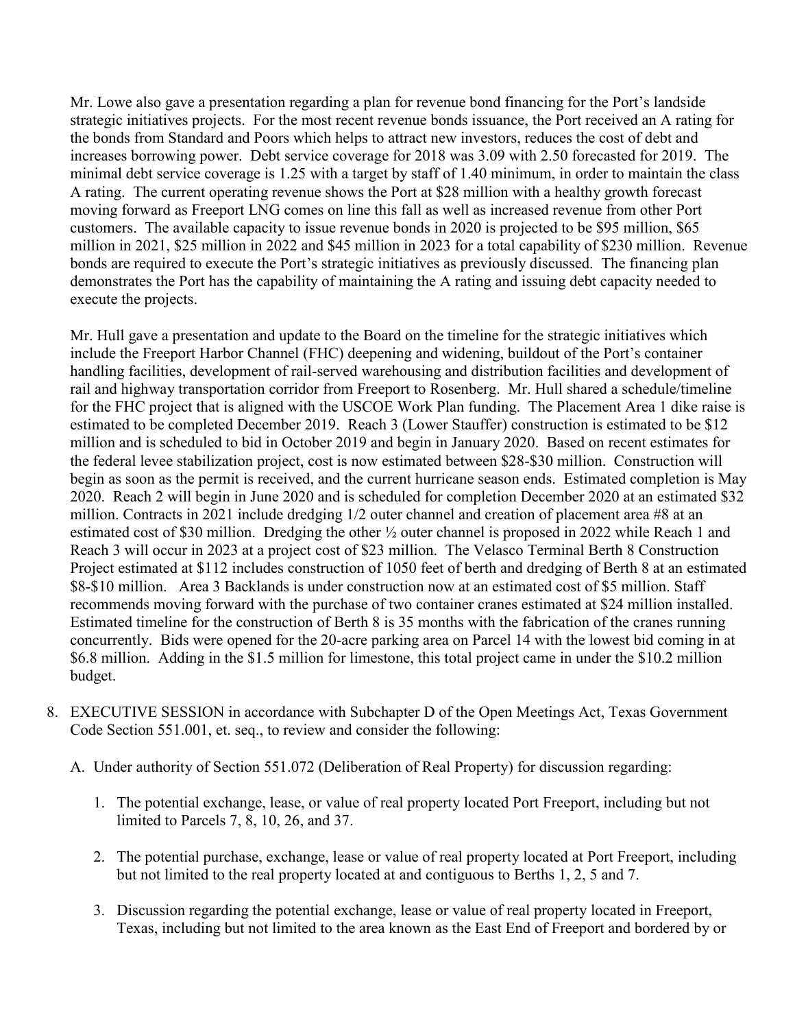Mr. Lowe also gave a presentation regarding a plan for revenue bond financing for the Port's landside strategic initiatives projects. For the most recent revenue bonds issuance, the Port received an A rating for the bonds from Standard and Poors which helps to attract new investors, reduces the cost of debt and increases borrowing power. Debt service coverage for 2018 was 3.09 with 2.50 forecasted for 2019. The minimal debt service coverage is 1.25 with a target by staff of 1.40 minimum, in order to maintain the class A rating. The current operating revenue shows the Port at $28 million with a healthy growth forecast moving forward as Freeport LNG comes on line this fall as well as increased revenue from other Port customers. The available capacity to issue revenue bonds in 2020 is projected to be $95 million, $65 million in 2021, $25 million in 2022 and $45 million in 2023 for a total capability of $230 million. Revenue bonds are required to execute the Port's strategic initiatives as previously discussed. The financing plan demonstrates the Port has the capability of maintaining the A rating and issuing debt capacity needed to execute the projects.

Mr. Hull gave a presentation and update to the Board on the timeline for the strategic initiatives which include the Freeport Harbor Channel (FHC) deepening and widening, buildout of the Port's container handling facilities, development of rail-served warehousing and distribution facilities and development of rail and highway transportation corridor from Freeport to Rosenberg. Mr. Hull shared a schedule/timeline for the FHC project that is aligned with the USCOE Work Plan funding. The Placement Area 1 dike raise is estimated to be completed December 2019. Reach 3 (Lower Stauffer) construction is estimated to be $12 million and is scheduled to bid in October 2019 and begin in January 2020. Based on recent estimates for the federal levee stabilization project, cost is now estimated between $28-$30 million. Construction will begin as soon as the permit is received, and the current hurricane season ends. Estimated completion is May 2020. Reach 2 will begin in June 2020 and is scheduled for completion December 2020 at an estimated $32 million. Contracts in 2021 include dredging 1/2 outer channel and creation of placement area #8 at an estimated cost of $30 million. Dredging the other ½ outer channel is proposed in 2022 while Reach 1 and Reach 3 will occur in 2023 at a project cost of $23 million. The Velasco Terminal Berth 8 Construction Project estimated at $112 includes construction of 1050 feet of berth and dredging of Berth 8 at an estimated $8-$10 million. Area 3 Backlands is under construction now at an estimated cost of $5 million. Staff recommends moving forward with the purchase of two container cranes estimated at $24 million installed. Estimated timeline for the construction of Berth 8 is 35 months with the fabrication of the cranes running concurrently. Bids were opened for the 20-acre parking area on Parcel 14 with the lowest bid coming in at $6.8 million. Adding in the $1.5 million for limestone, this total project came in under the $10.2 million budget.

8. EXECUTIVE SESSION in accordance with Subchapter D of the Open Meetings Act, Texas Government Code Section 551.001, et. seq., to review and consider the following:

   A. Under authority of Section 551.072 (Deliberation of Real Property) for discussion regarding:

      1. The potential exchange, lease, or value of real property located Port Freeport, including but not limited to Parcels 7, 8, 10, 26, and 37.

      2. The potential purchase, exchange, lease or value of real property located at Port Freeport, including but not limited to the real property located at and contiguous to Berths 1, 2, 5 and 7.

      3. Discussion regarding the potential exchange, lease or value of real property located in Freeport, Texas, including but not limited to the area known as the East End of Freeport and bordered by or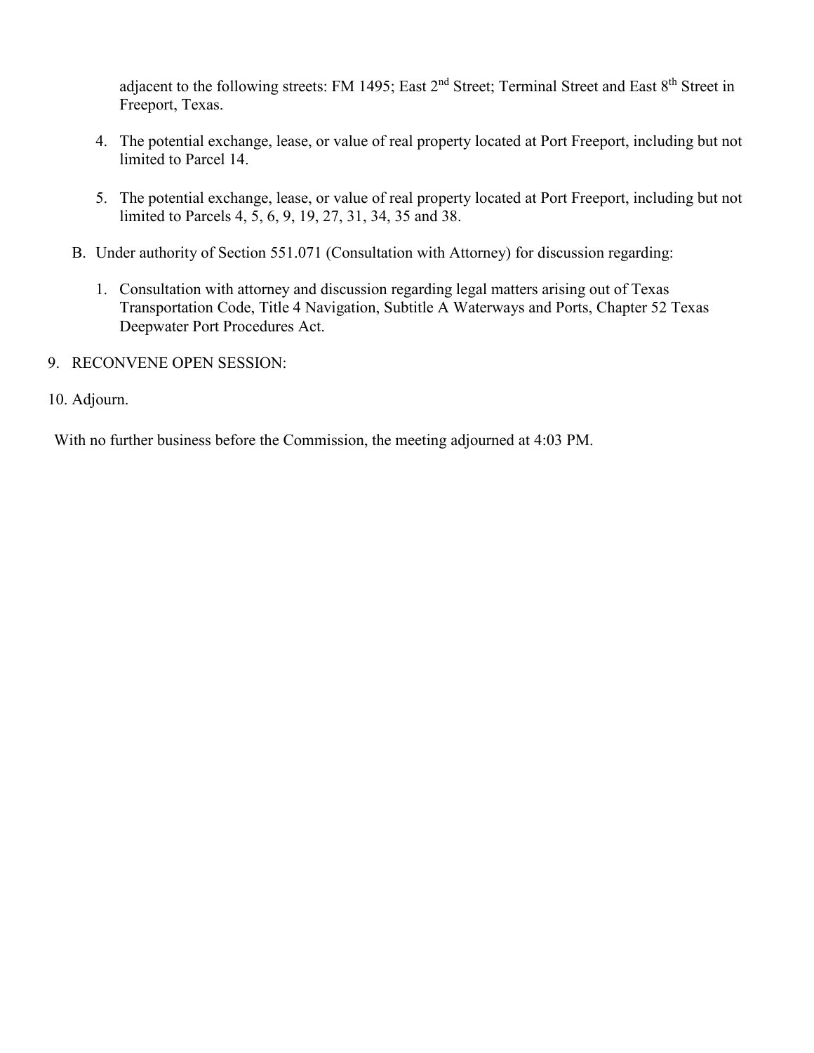adjacent to the following streets: FM 1495; East 2nd Street; Terminal Street and East 8th Street in Freeport, Texas.

4. The potential exchange, lease, or value of real property located at Port Freeport, including but not limited to Parcel 14.

5. The potential exchange, lease, or value of real property located at Port Freeport, including but not limited to Parcels 4, 5, 6, 9, 19, 27, 31, 34, 35 and 38.

B. Under authority of Section 551.071 (Consultation with Attorney) for discussion regarding:

   1. Consultation with attorney and discussion regarding legal matters arising out of Texas Transportation Code, Title 4 Navigation, Subtitle A Waterways and Ports, Chapter 52 Texas Deepwater Port Procedures Act.

9. RECONVENE OPEN SESSION:

10. Adjourn.

With no further business before the Commission, the meeting adjourned at 4:03 PM.